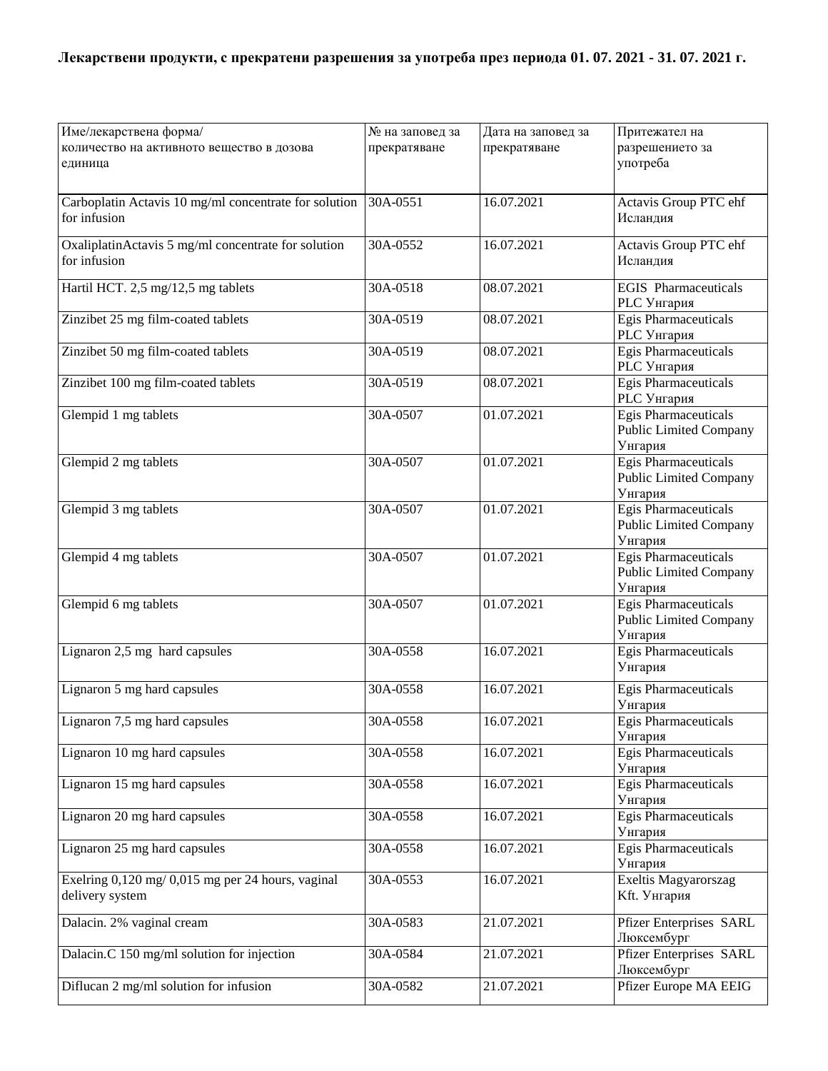**Лекарствени продукти, с прекратени разрешения за употреба през периода 01. 07. 2021 - 31. 07. 2021 г.**

| Име/лекарствена форма/ количество на активното вещество в дозова единица | № на заповед за прекратяване | Дата на заповед за прекратяване | Притежател на разрешението за употреба |
|---|---|---|---|
| Carboplatin Actavis 10 mg/ml concentrate for solution for infusion | 30А-0551 | 16.07.2021 | Actavis Group PTC ehf Исландия |
| OxaliplatinActavis 5 mg/ml concentrate for solution for infusion | 30А-0552 | 16.07.2021 | Actavis Group PTC ehf Исландия |
| Hartil HCT. 2,5 mg/12,5 mg tablets | 30А-0518 | 08.07.2021 | EGIS Pharmaceuticals PLC Унгария |
| Zinzibet 25 mg film-coated tablets | 30А-0519 | 08.07.2021 | Egis Pharmaceuticals PLC Унгария |
| Zinzibet 50 mg film-coated tablets | 30А-0519 | 08.07.2021 | Egis Pharmaceuticals PLC Унгария |
| Zinzibet 100 mg film-coated tablets | 30А-0519 | 08.07.2021 | Egis Pharmaceuticals PLC Унгария |
| Glempid 1 mg tablets | 30А-0507 | 01.07.2021 | Egis Pharmaceuticals Public Limited Company Унгария |
| Glempid 2 mg tablets | 30А-0507 | 01.07.2021 | Egis Pharmaceuticals Public Limited Company Унгария |
| Glempid 3 mg tablets | 30А-0507 | 01.07.2021 | Egis Pharmaceuticals Public Limited Company Унгария |
| Glempid 4 mg tablets | 30А-0507 | 01.07.2021 | Egis Pharmaceuticals Public Limited Company Унгария |
| Glempid 6 mg tablets | 30А-0507 | 01.07.2021 | Egis Pharmaceuticals Public Limited Company Унгария |
| Lignaron 2,5 mg hard capsules | 30А-0558 | 16.07.2021 | Egis Pharmaceuticals Унгария |
| Lignaron 5 mg hard capsules | 30А-0558 | 16.07.2021 | Egis Pharmaceuticals Унгария |
| Lignaron 7,5 mg hard capsules | 30А-0558 | 16.07.2021 | Egis Pharmaceuticals Унгария |
| Lignaron 10 mg hard capsules | 30А-0558 | 16.07.2021 | Egis Pharmaceuticals Унгария |
| Lignaron 15 mg hard capsules | 30А-0558 | 16.07.2021 | Egis Pharmaceuticals Унгария |
| Lignaron 20 mg hard capsules | 30А-0558 | 16.07.2021 | Egis Pharmaceuticals Унгария |
| Lignaron 25 mg hard capsules | 30А-0558 | 16.07.2021 | Egis Pharmaceuticals Унгария |
| Exelring 0,120 mg/ 0,015 mg per 24 hours, vaginal delivery system | 30А-0553 | 16.07.2021 | Exeltis Magyarorszag Kft. Унгария |
| Dalacin. 2% vaginal cream | 30А-0583 | 21.07.2021 | Pfizer Enterprises SARL Люксембург |
| Dalacin.C 150 mg/ml solution for injection | 30А-0584 | 21.07.2021 | Pfizer Enterprises SARL Люксембург |
| Diflucan 2 mg/ml solution for infusion | 30А-0582 | 21.07.2021 | Pfizer Europe MA EEIG |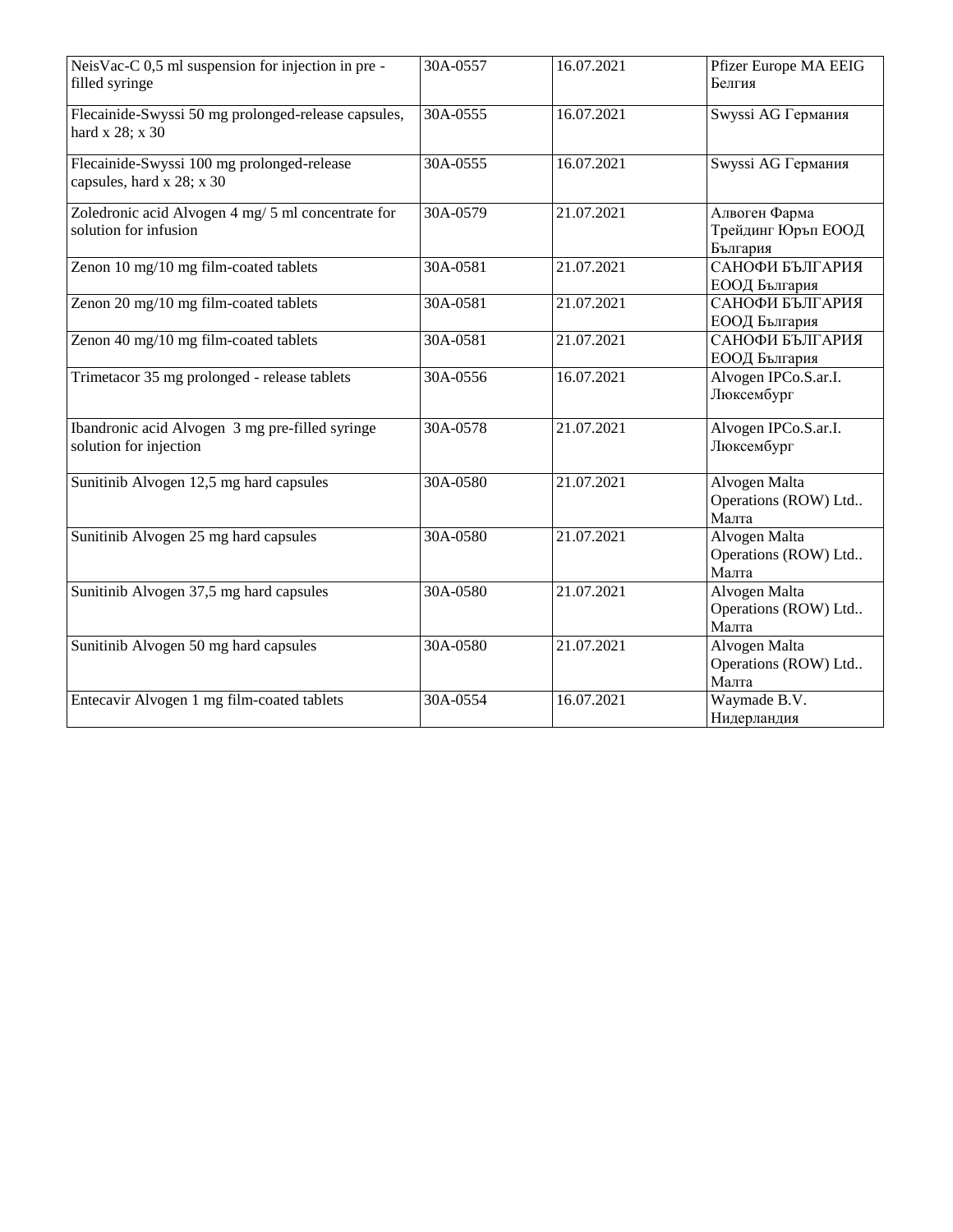| | | | |
|---|---|---|---|
| NeisVac-C 0,5 ml suspension for injection in pre - filled syringe | 30A-0557 | 16.07.2021 | Pfizer Europe MA EEIG Белгия |
| Flecainide-Swyssi 50 mg prolonged-release capsules, hard x 28; x 30 | 30A-0555 | 16.07.2021 | Swyssi AG Германия |
| Flecainide-Swyssi 100 mg prolonged-release capsules, hard x 28; x 30 | 30A-0555 | 16.07.2021 | Swyssi AG Германия |
| Zoledronic acid Alvogen 4 mg/ 5 ml concentrate for solution for infusion | 30A-0579 | 21.07.2021 | Алвоген Фарма Трейдинг Юръп ЕООД България |
| Zenon 10 mg/10 mg film-coated tablets | 30A-0581 | 21.07.2021 | САНОФИ БЪЛГАРИЯ ЕООД България |
| Zenon 20 mg/10 mg film-coated tablets | 30A-0581 | 21.07.2021 | САНОФИ БЪЛГАРИЯ ЕООД България |
| Zenon 40 mg/10 mg film-coated tablets | 30A-0581 | 21.07.2021 | САНОФИ БЪЛГАРИЯ ЕООД България |
| Trimetacor 35 mg prolonged - release tablets | 30A-0556 | 16.07.2021 | Alvogen IPCo.S.ar.I. Люксембург |
| Ibandronic acid Alvogen 3 mg pre-filled syringe solution for injection | 30A-0578 | 21.07.2021 | Alvogen IPCo.S.ar.I. Люксембург |
| Sunitinib Alvogen 12,5 mg hard capsules | 30A-0580 | 21.07.2021 | Alvogen Malta Operations (ROW) Ltd.. Малта |
| Sunitinib Alvogen 25 mg hard capsules | 30A-0580 | 21.07.2021 | Alvogen Malta Operations (ROW) Ltd.. Малта |
| Sunitinib Alvogen 37,5 mg hard capsules | 30A-0580 | 21.07.2021 | Alvogen Malta Operations (ROW) Ltd.. Малта |
| Sunitinib Alvogen 50 mg hard capsules | 30A-0580 | 21.07.2021 | Alvogen Malta Operations (ROW) Ltd.. Малта |
| Entecavir Alvogen 1 mg film-coated tablets | 30A-0554 | 16.07.2021 | Waymade B.V. Нидерландия |